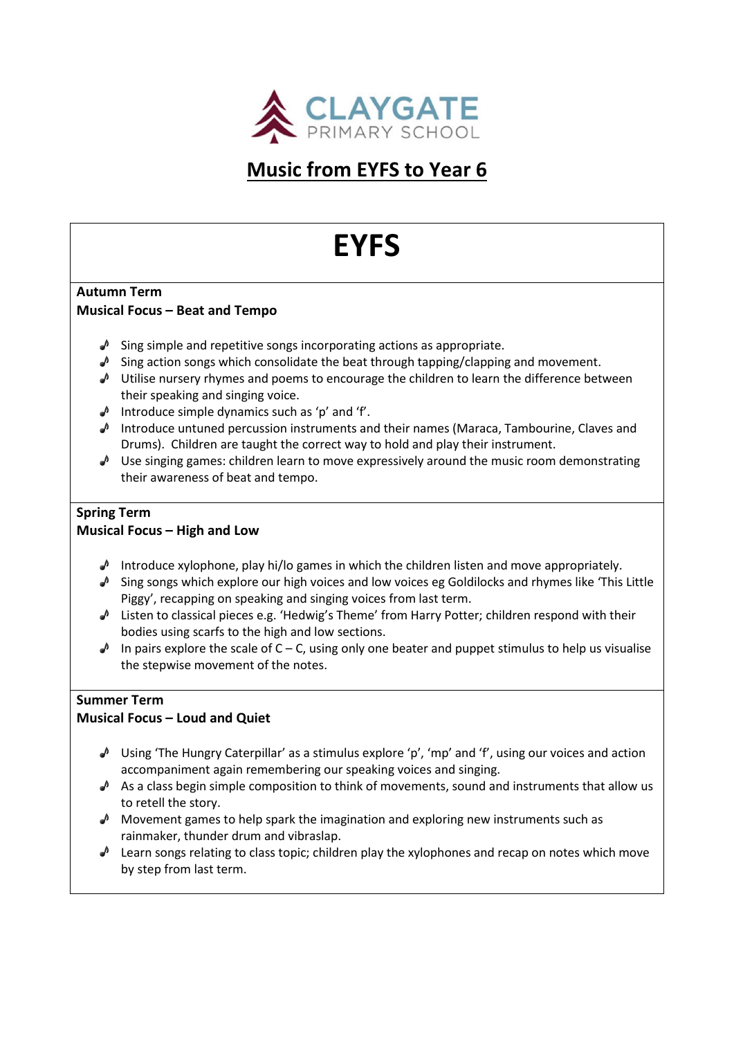CLAYGATE PRIMARY SCHOOL

# Music from EYFS to Year 6

## EYFS

**Autumn Term**
**Musical Focus – Beat and Tempo**

- Sing simple and repetitive songs incorporating actions as appropriate.
- Sing action songs which consolidate the beat through tapping/clapping and movement.
- Utilise nursery rhymes and poems to encourage the children to learn the difference between their speaking and singing voice.
- Introduce simple dynamics such as 'p' and 'f'.
- Introduce untuned percussion instruments and their names (Maraca, Tambourine, Claves and Drums). Children are taught the correct way to hold and play their instrument.
- Use singing games: children learn to move expressively around the music room demonstrating their awareness of beat and tempo.

**Spring Term**
**Musical Focus – High and Low**

- Introduce xylophone, play hi/lo games in which the children listen and move appropriately.
- Sing songs which explore our high voices and low voices eg Goldilocks and rhymes like 'This Little Piggy', recapping on speaking and singing voices from last term.
- Listen to classical pieces e.g. 'Hedwig's Theme' from Harry Potter; children respond with their bodies using scarfs to the high and low sections.
- In pairs explore the scale of C – C, using only one beater and puppet stimulus to help us visualise the stepwise movement of the notes.

**Summer Term**
**Musical Focus – Loud and Quiet**

- Using 'The Hungry Caterpillar' as a stimulus explore 'p', 'mp' and 'f', using our voices and action accompaniment again remembering our speaking voices and singing.
- As a class begin simple composition to think of movements, sound and instruments that allow us to retell the story.
- Movement games to help spark the imagination and exploring new instruments such as rainmaker, thunder drum and vibraslap.
- Learn songs relating to class topic; children play the xylophones and recap on notes which move by step from last term.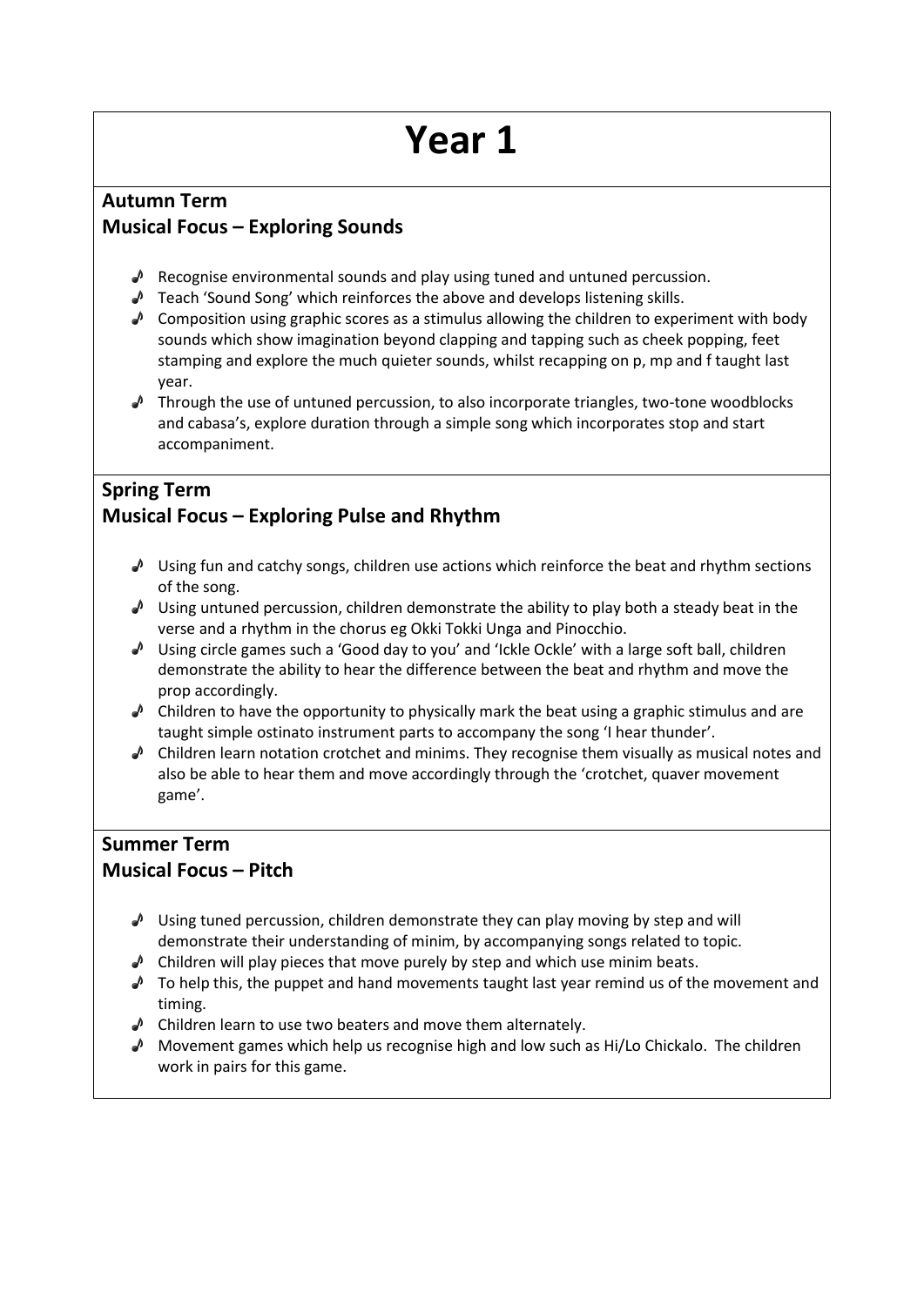# Year 1

## Autumn Term
## Musical Focus – Exploring Sounds

- Recognise environmental sounds and play using tuned and untuned percussion.
- Teach 'Sound Song' which reinforces the above and develops listening skills.
- Composition using graphic scores as a stimulus allowing the children to experiment with body sounds which show imagination beyond clapping and tapping such as cheek popping, feet stamping and explore the much quieter sounds, whilst recapping on p, mp and f taught last year.
- Through the use of untuned percussion, to also incorporate triangles, two-tone woodblocks and cabasa's, explore duration through a simple song which incorporates stop and start accompaniment.

## Spring Term
## Musical Focus – Exploring Pulse and Rhythm

- Using fun and catchy songs, children use actions which reinforce the beat and rhythm sections of the song.
- Using untuned percussion, children demonstrate the ability to play both a steady beat in the verse and a rhythm in the chorus eg Okki Tokki Unga and Pinocchio.
- Using circle games such a 'Good day to you' and 'Ickle Ockle' with a large soft ball, children demonstrate the ability to hear the difference between the beat and rhythm and move the prop accordingly.
- Children to have the opportunity to physically mark the beat using a graphic stimulus and are taught simple ostinato instrument parts to accompany the song 'I hear thunder'.
- Children learn notation crotchet and minims. They recognise them visually as musical notes and also be able to hear them and move accordingly through the 'crotchet, quaver movement game'.

## Summer Term
## Musical Focus – Pitch

- Using tuned percussion, children demonstrate they can play moving by step and will demonstrate their understanding of minim, by accompanying songs related to topic.
- Children will play pieces that move purely by step and which use minim beats.
- To help this, the puppet and hand movements taught last year remind us of the movement and timing.
- Children learn to use two beaters and move them alternately.
- Movement games which help us recognise high and low such as Hi/Lo Chickalo. The children work in pairs for this game.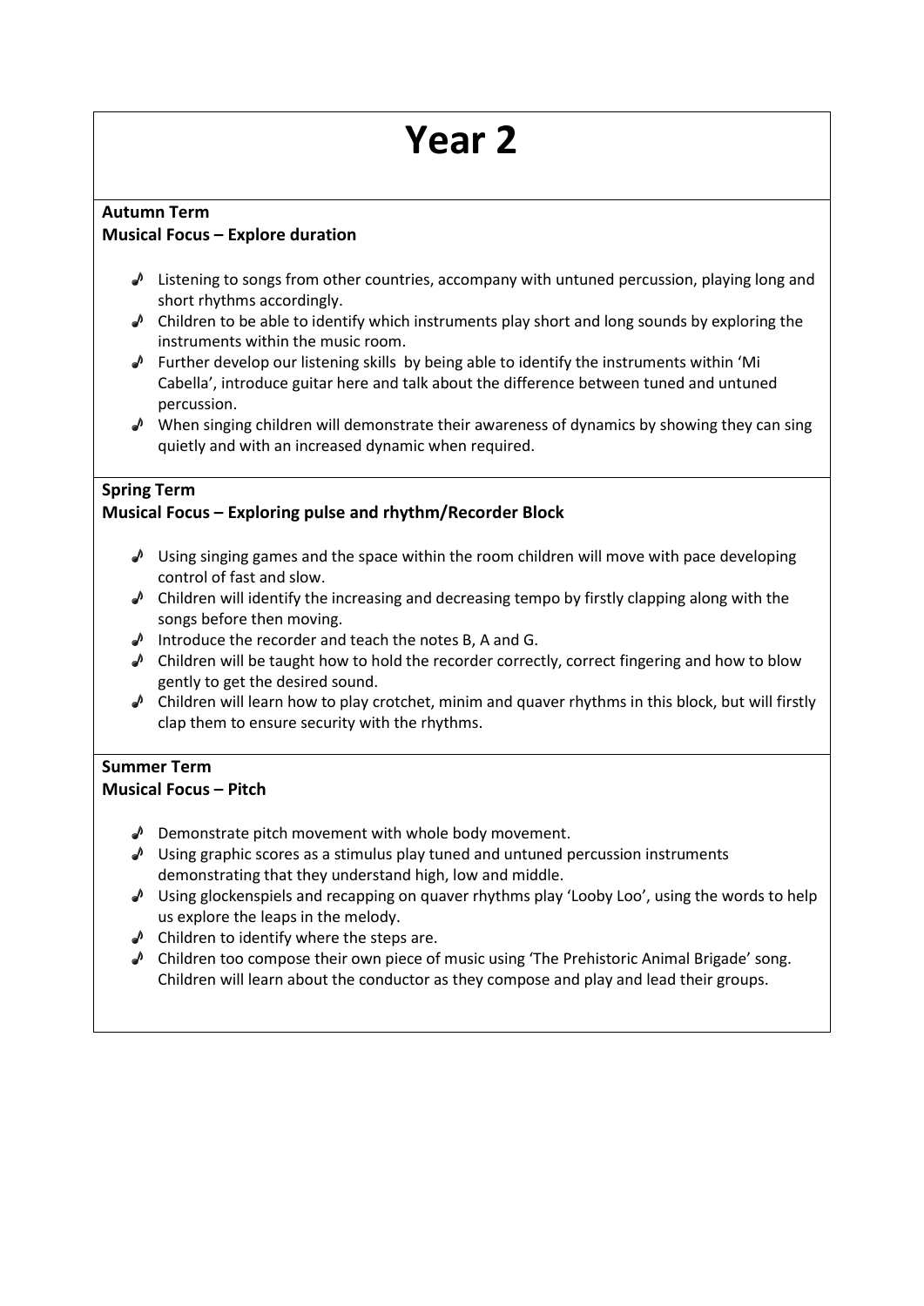# Year 2

**Autumn Term**
**Musical Focus – Explore duration**

- Listening to songs from other countries, accompany with untuned percussion, playing long and short rhythms accordingly.
- Children to be able to identify which instruments play short and long sounds by exploring the instruments within the music room.
- Further develop our listening skills by being able to identify the instruments within 'Mi Cabella', introduce guitar here and talk about the difference between tuned and untuned percussion.
- When singing children will demonstrate their awareness of dynamics by showing they can sing quietly and with an increased dynamic when required.

**Spring Term**
**Musical Focus – Exploring pulse and rhythm/Recorder Block**

- Using singing games and the space within the room children will move with pace developing control of fast and slow.
- Children will identify the increasing and decreasing tempo by firstly clapping along with the songs before then moving.
- Introduce the recorder and teach the notes B, A and G.
- Children will be taught how to hold the recorder correctly, correct fingering and how to blow gently to get the desired sound.
- Children will learn how to play crotchet, minim and quaver rhythms in this block, but will firstly clap them to ensure security with the rhythms.

**Summer Term**
**Musical Focus – Pitch**

- Demonstrate pitch movement with whole body movement.
- Using graphic scores as a stimulus play tuned and untuned percussion instruments demonstrating that they understand high, low and middle.
- Using glockenspiels and recapping on quaver rhythms play 'Looby Loo', using the words to help us explore the leaps in the melody.
- Children to identify where the steps are.
- Children too compose their own piece of music using 'The Prehistoric Animal Brigade' song. Children will learn about the conductor as they compose and play and lead their groups.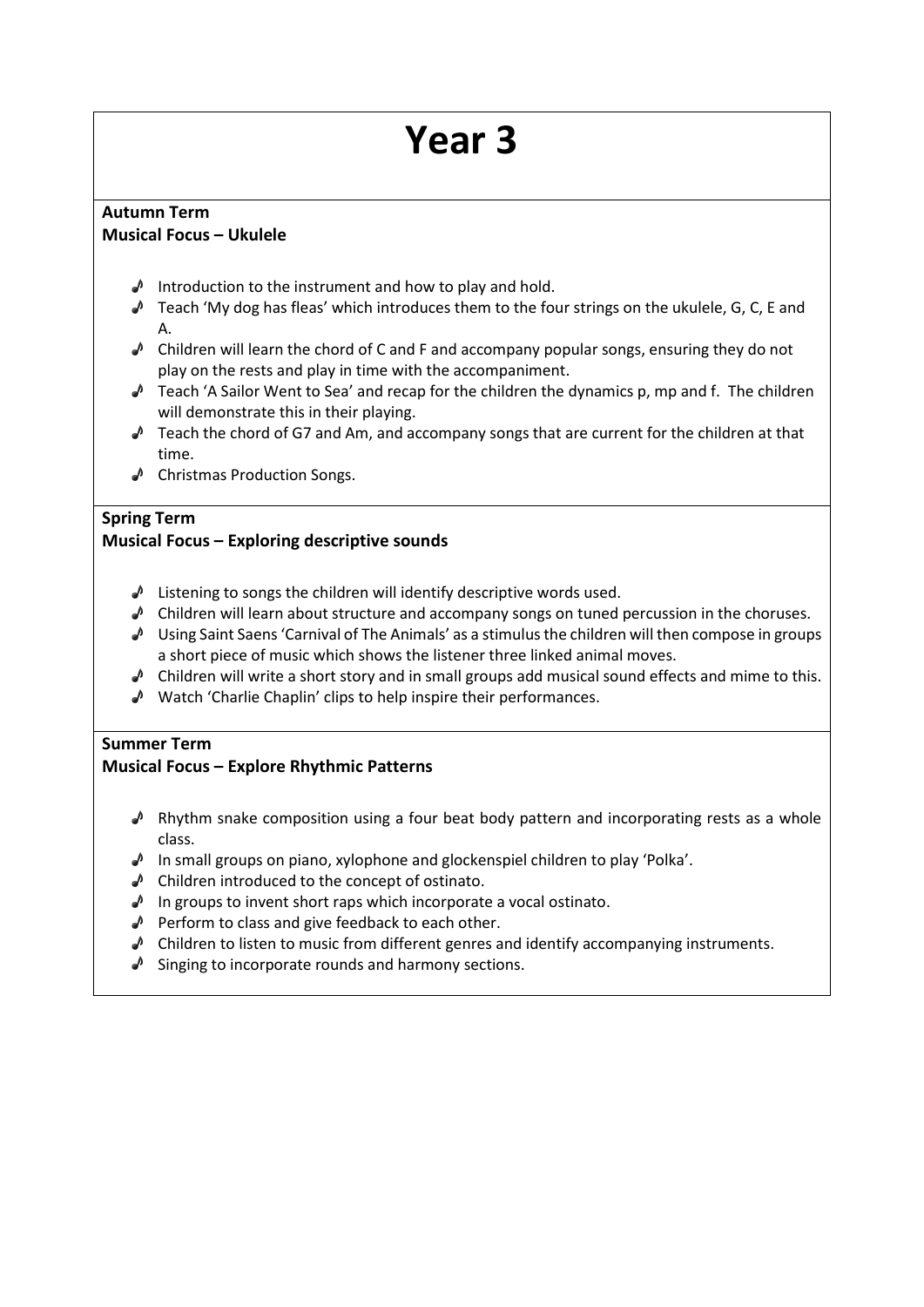# Year 3

**Autumn Term**
**Musical Focus – Ukulele**

- Introduction to the instrument and how to play and hold.
- Teach 'My dog has fleas' which introduces them to the four strings on the ukulele, G, C, E and A.
- Children will learn the chord of C and F and accompany popular songs, ensuring they do not play on the rests and play in time with the accompaniment.
- Teach 'A Sailor Went to Sea' and recap for the children the dynamics p, mp and f. The children will demonstrate this in their playing.
- Teach the chord of G7 and Am, and accompany songs that are current for the children at that time.
- Christmas Production Songs.

**Spring Term**
**Musical Focus – Exploring descriptive sounds**

- Listening to songs the children will identify descriptive words used.
- Children will learn about structure and accompany songs on tuned percussion in the choruses.
- Using Saint Saens 'Carnival of The Animals' as a stimulus the children will then compose in groups a short piece of music which shows the listener three linked animal moves.
- Children will write a short story and in small groups add musical sound effects and mime to this.
- Watch 'Charlie Chaplin' clips to help inspire their performances.

**Summer Term**
**Musical Focus – Explore Rhythmic Patterns**

- Rhythm snake composition using a four beat body pattern and incorporating rests as a whole class.
- In small groups on piano, xylophone and glockenspiel children to play 'Polka'.
- Children introduced to the concept of ostinato.
- In groups to invent short raps which incorporate a vocal ostinato.
- Perform to class and give feedback to each other.
- Children to listen to music from different genres and identify accompanying instruments.
- Singing to incorporate rounds and harmony sections.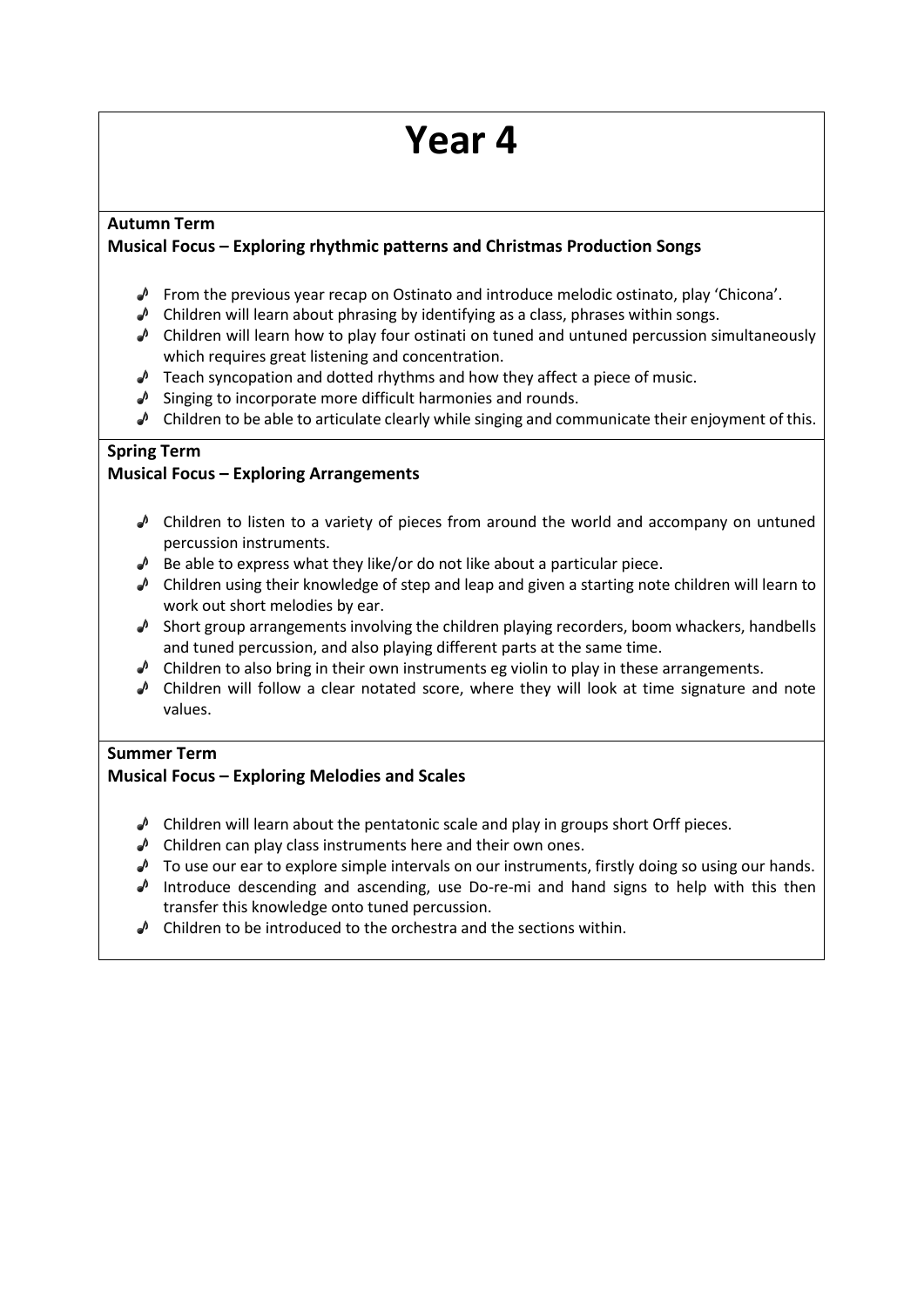# Year 4

**Autumn Term**

**Musical Focus – Exploring rhythmic patterns and Christmas Production Songs**

- From the previous year recap on Ostinato and introduce melodic ostinato, play 'Chicona'.
- Children will learn about phrasing by identifying as a class, phrases within songs.
- Children will learn how to play four ostinati on tuned and untuned percussion simultaneously which requires great listening and concentration.
- Teach syncopation and dotted rhythms and how they affect a piece of music.
- Singing to incorporate more difficult harmonies and rounds.
- Children to be able to articulate clearly while singing and communicate their enjoyment of this.

**Spring Term**

**Musical Focus – Exploring Arrangements**

- Children to listen to a variety of pieces from around the world and accompany on untuned percussion instruments.
- Be able to express what they like/or do not like about a particular piece.
- Children using their knowledge of step and leap and given a starting note children will learn to work out short melodies by ear.
- Short group arrangements involving the children playing recorders, boom whackers, handbells and tuned percussion, and also playing different parts at the same time.
- Children to also bring in their own instruments eg violin to play in these arrangements.
- Children will follow a clear notated score, where they will look at time signature and note values.

**Summer Term**

**Musical Focus – Exploring Melodies and Scales**

- Children will learn about the pentatonic scale and play in groups short Orff pieces.
- Children can play class instruments here and their own ones.
- To use our ear to explore simple intervals on our instruments, firstly doing so using our hands.
- Introduce descending and ascending, use Do-re-mi and hand signs to help with this then transfer this knowledge onto tuned percussion.
- Children to be introduced to the orchestra and the sections within.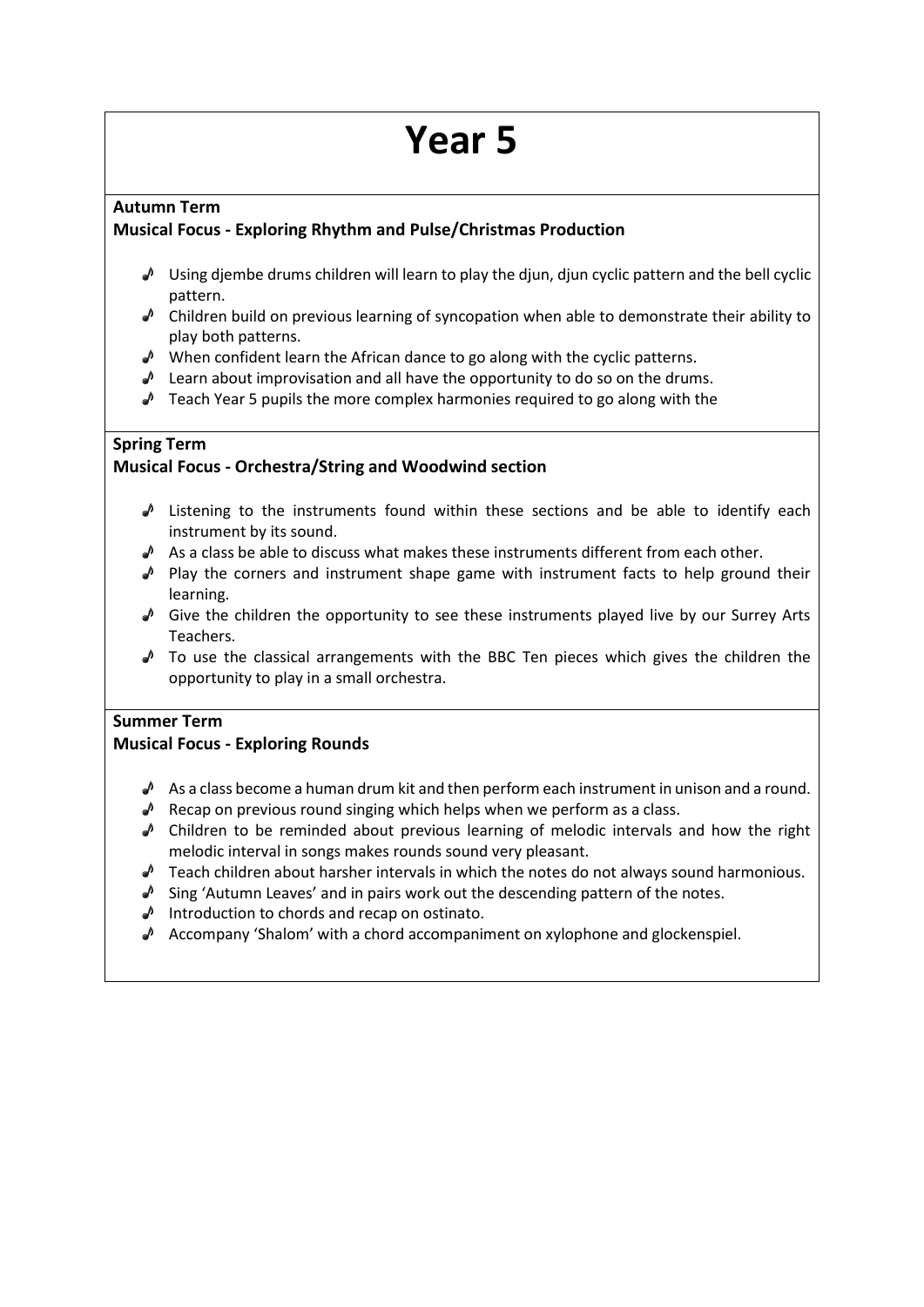# Year 5

**Autumn Term**

**Musical Focus - Exploring Rhythm and Pulse/Christmas Production**

- Using djembe drums children will learn to play the djun, djun cyclic pattern and the bell cyclic pattern.
- Children build on previous learning of syncopation when able to demonstrate their ability to play both patterns.
- When confident learn the African dance to go along with the cyclic patterns.
- Learn about improvisation and all have the opportunity to do so on the drums.
- Teach Year 5 pupils the more complex harmonies required to go along with the

**Spring Term**

**Musical Focus - Orchestra/String and Woodwind section**

- Listening to the instruments found within these sections and be able to identify each instrument by its sound.
- As a class be able to discuss what makes these instruments different from each other.
- Play the corners and instrument shape game with instrument facts to help ground their learning.
- Give the children the opportunity to see these instruments played live by our Surrey Arts Teachers.
- To use the classical arrangements with the BBC Ten pieces which gives the children the opportunity to play in a small orchestra.

**Summer Term**

**Musical Focus - Exploring Rounds**

- As a class become a human drum kit and then perform each instrument in unison and a round.
- Recap on previous round singing which helps when we perform as a class.
- Children to be reminded about previous learning of melodic intervals and how the right melodic interval in songs makes rounds sound very pleasant.
- Teach children about harsher intervals in which the notes do not always sound harmonious.
- Sing 'Autumn Leaves' and in pairs work out the descending pattern of the notes.
- Introduction to chords and recap on ostinato.
- Accompany 'Shalom' with a chord accompaniment on xylophone and glockenspiel.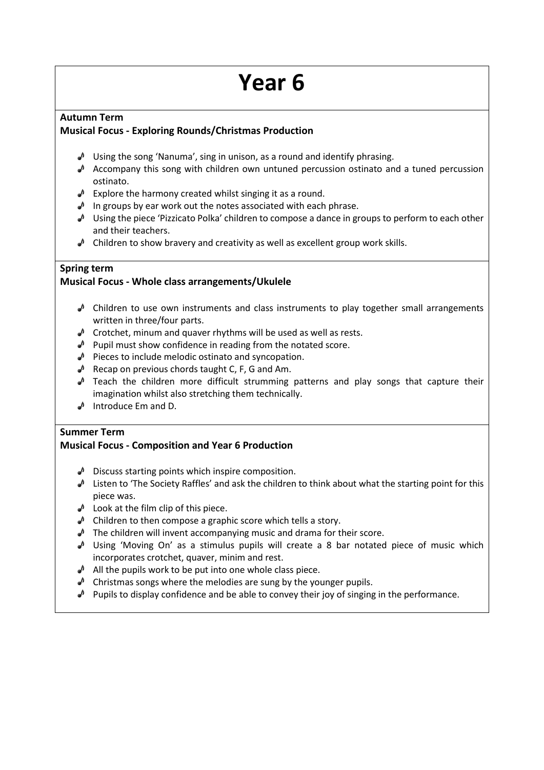# Year 6

**Autumn Term**
**Musical Focus - Exploring Rounds/Christmas Production**

- Using the song 'Nanuma', sing in unison, as a round and identify phrasing.
- Accompany this song with children own untuned percussion ostinato and a tuned percussion ostinato.
- Explore the harmony created whilst singing it as a round.
- In groups by ear work out the notes associated with each phrase.
- Using the piece 'Pizzicato Polka' children to compose a dance in groups to perform to each other and their teachers.
- Children to show bravery and creativity as well as excellent group work skills.

**Spring term**
**Musical Focus - Whole class arrangements/Ukulele**

- Children to use own instruments and class instruments to play together small arrangements written in three/four parts.
- Crotchet, minum and quaver rhythms will be used as well as rests.
- Pupil must show confidence in reading from the notated score.
- Pieces to include melodic ostinato and syncopation.
- Recap on previous chords taught C, F, G and Am.
- Teach the children more difficult strumming patterns and play songs that capture their imagination whilst also stretching them technically.
- Introduce Em and D.

**Summer Term**
**Musical Focus - Composition and Year 6 Production**

- Discuss starting points which inspire composition.
- Listen to 'The Society Raffles' and ask the children to think about what the starting point for this piece was.
- Look at the film clip of this piece.
- Children to then compose a graphic score which tells a story.
- The children will invent accompanying music and drama for their score.
- Using 'Moving On' as a stimulus pupils will create a 8 bar notated piece of music which incorporates crotchet, quaver, minim and rest.
- All the pupils work to be put into one whole class piece.
- Christmas songs where the melodies are sung by the younger pupils.
- Pupils to display confidence and be able to convey their joy of singing in the performance.